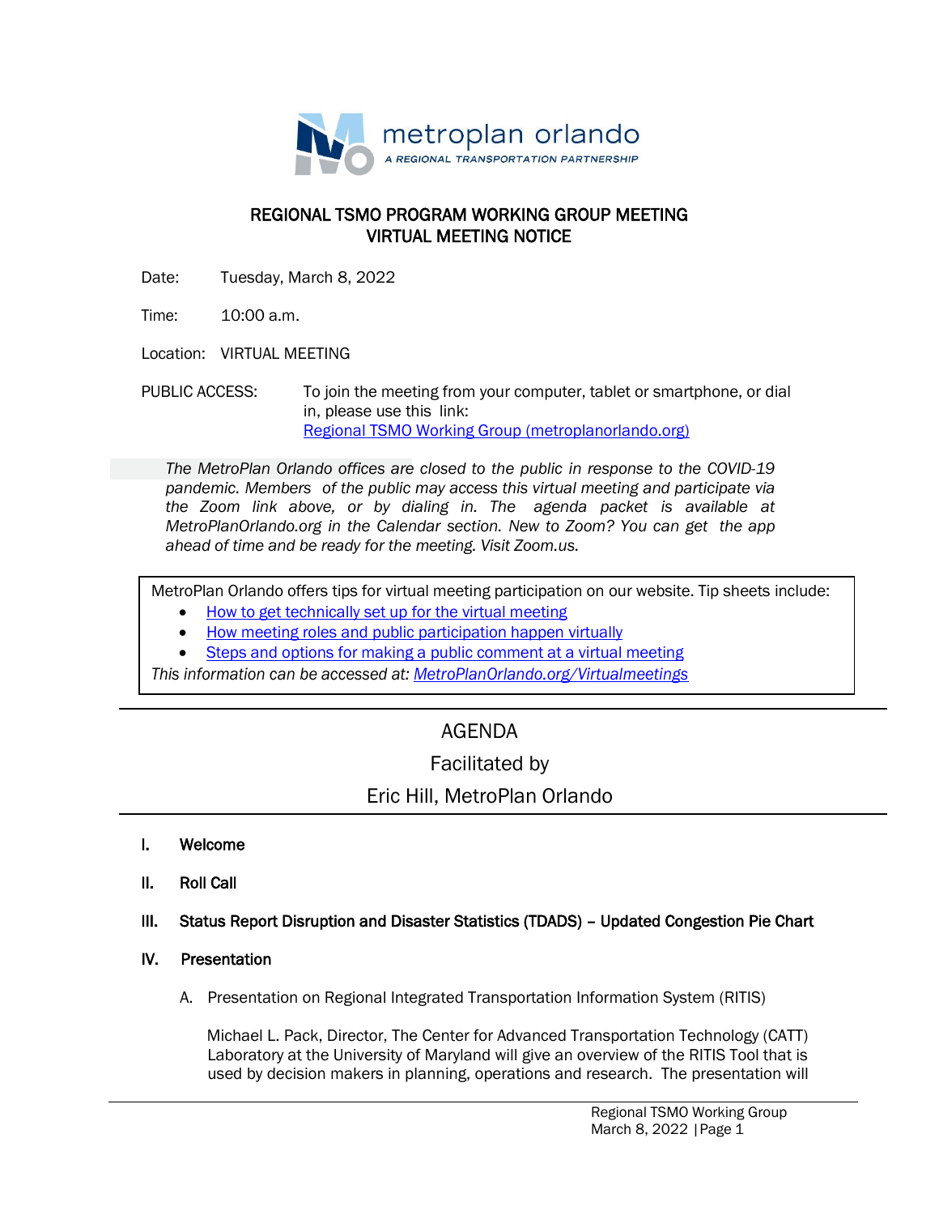metroplan orlando

A REGIONAL TRANSPORTATION PARTNERSHIP

# REGIONAL TSMO PROGRAM WORKING GROUP MEETING
# VIRTUAL MEETING NOTICE

Date: Tuesday, March 8, 2022

Time: 10:00 a.m.

Location: VIRTUAL MEETING

PUBLIC ACCESS: To join the meeting from your computer, tablet or smartphone, or dial in, please use this link: [Regional TSMO Working Group (metroplanorlando.org)]()

*The MetroPlan Orlando offices are closed to the public in response to the COVID-19 pandemic. Members of the public may access this virtual meeting and participate via the Zoom link above, or by dialing in. The agenda packet is available at MetroPlanOrlando.org in the Calendar section. New to Zoom? You can get the app ahead of time and be ready for the meeting. Visit Zoom.us.*

MetroPlan Orlando offers tips for virtual meeting participation on our website. Tip sheets include:

- How to get technically set up for the virtual meeting
- How meeting roles and public participation happen virtually
- Steps and options for making a public comment at a virtual meeting

*This information can be accessed at: MetroPlanOrlando.org/Virtualmeetings*

---

## AGENDA
## Facilitated by
## Eric Hill, MetroPlan Orlando

---

**I. Welcome**

**II. Roll Call**

**III. Status Report Disruption and Disaster Statistics (TDADS) – Updated Congestion Pie Chart**

**IV. Presentation**

A. Presentation on Regional Integrated Transportation Information System (RITIS)

Michael L. Pack, Director, The Center for Advanced Transportation Technology (CATT) Laboratory at the University of Maryland will give an overview of the RITIS Tool that is used by decision makers in planning, operations and research. The presentation will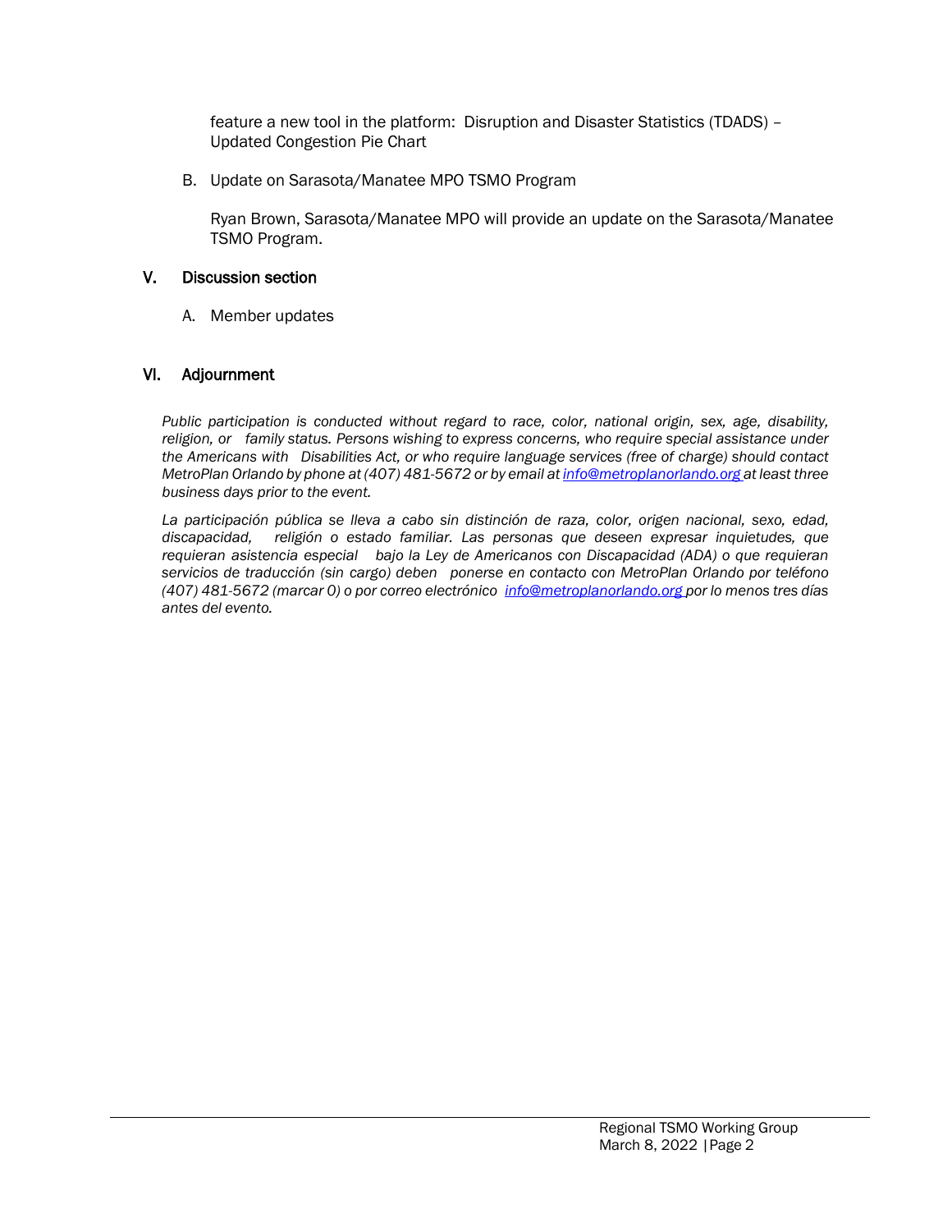feature a new tool in the platform: Disruption and Disaster Statistics (TDADS) – Updated Congestion Pie Chart

B. Update on Sarasota/Manatee MPO TSMO Program

Ryan Brown, Sarasota/Manatee MPO will provide an update on the Sarasota/Manatee TSMO Program.

## V. Discussion section

A. Member updates

## VI. Adjournment

*Public participation is conducted without regard to race, color, national origin, sex, age, disability, religion, or family status. Persons wishing to express concerns, who require special assistance under the Americans with Disabilities Act, or who require language services (free of charge) should contact MetroPlan Orlando by phone at (407) 481-5672 or by email at info@metroplanorlando.org at least three business days prior to the event.*

*La participación pública se lleva a cabo sin distinción de raza, color, origen nacional, sexo, edad, discapacidad, religión o estado familiar. Las personas que deseen expresar inquietudes, que requieran asistencia especial bajo la Ley de Americanos con Discapacidad (ADA) o que requieran servicios de traducción (sin cargo) deben ponerse en contacto con MetroPlan Orlando por teléfono (407) 481-5672 (marcar 0) o por correo electrónico info@metroplanorlando.org por lo menos tres días antes del evento.*